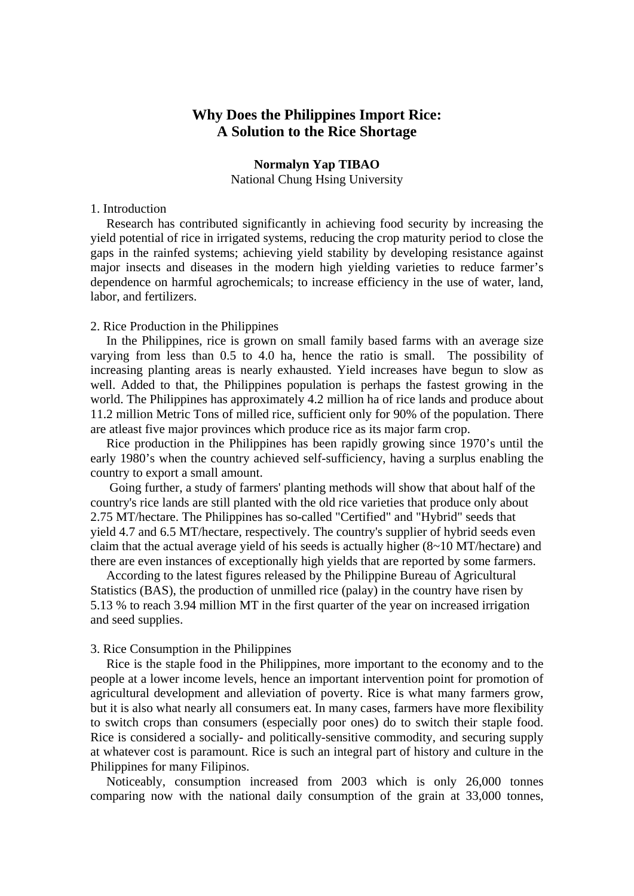# Why Does the Philippines Import Rice: A Solution to the Rice Shortage

**Normalyn Yap TIBAO**
National Chung Hsing University

## 1. Introduction

Research has contributed significantly in achieving food security by increasing the yield potential of rice in irrigated systems, reducing the crop maturity period to close the gaps in the rainfed systems; achieving yield stability by developing resistance against major insects and diseases in the modern high yielding varieties to reduce farmer's dependence on harmful agrochemicals; to increase efficiency in the use of water, land, labor, and fertilizers.

## 2. Rice Production in the Philippines

In the Philippines, rice is grown on small family based farms with an average size varying from less than 0.5 to 4.0 ha, hence the ratio is small. The possibility of increasing planting areas is nearly exhausted. Yield increases have begun to slow as well. Added to that, the Philippines population is perhaps the fastest growing in the world. The Philippines has approximately 4.2 million ha of rice lands and produce about 11.2 million Metric Tons of milled rice, sufficient only for 90% of the population. There are atleast five major provinces which produce rice as its major farm crop.

Rice production in the Philippines has been rapidly growing since 1970's until the early 1980's when the country achieved self-sufficiency, having a surplus enabling the country to export a small amount.

Going further, a study of farmers' planting methods will show that about half of the country's rice lands are still planted with the old rice varieties that produce only about 2.75 MT/hectare. The Philippines has so-called "Certified" and "Hybrid" seeds that yield 4.7 and 6.5 MT/hectare, respectively. The country's supplier of hybrid seeds even claim that the actual average yield of his seeds is actually higher (8~10 MT/hectare) and there are even instances of exceptionally high yields that are reported by some farmers.

According to the latest figures released by the Philippine Bureau of Agricultural Statistics (BAS), the production of unmilled rice (palay) in the country have risen by 5.13 % to reach 3.94 million MT in the first quarter of the year on increased irrigation and seed supplies.

## 3. Rice Consumption in the Philippines

Rice is the staple food in the Philippines, more important to the economy and to the people at a lower income levels, hence an important intervention point for promotion of agricultural development and alleviation of poverty. Rice is what many farmers grow, but it is also what nearly all consumers eat. In many cases, farmers have more flexibility to switch crops than consumers (especially poor ones) do to switch their staple food. Rice is considered a socially- and politically-sensitive commodity, and securing supply at whatever cost is paramount. Rice is such an integral part of history and culture in the Philippines for many Filipinos.

Noticeably, consumption increased from 2003 which is only 26,000 tonnes comparing now with the national daily consumption of the grain at 33,000 tonnes,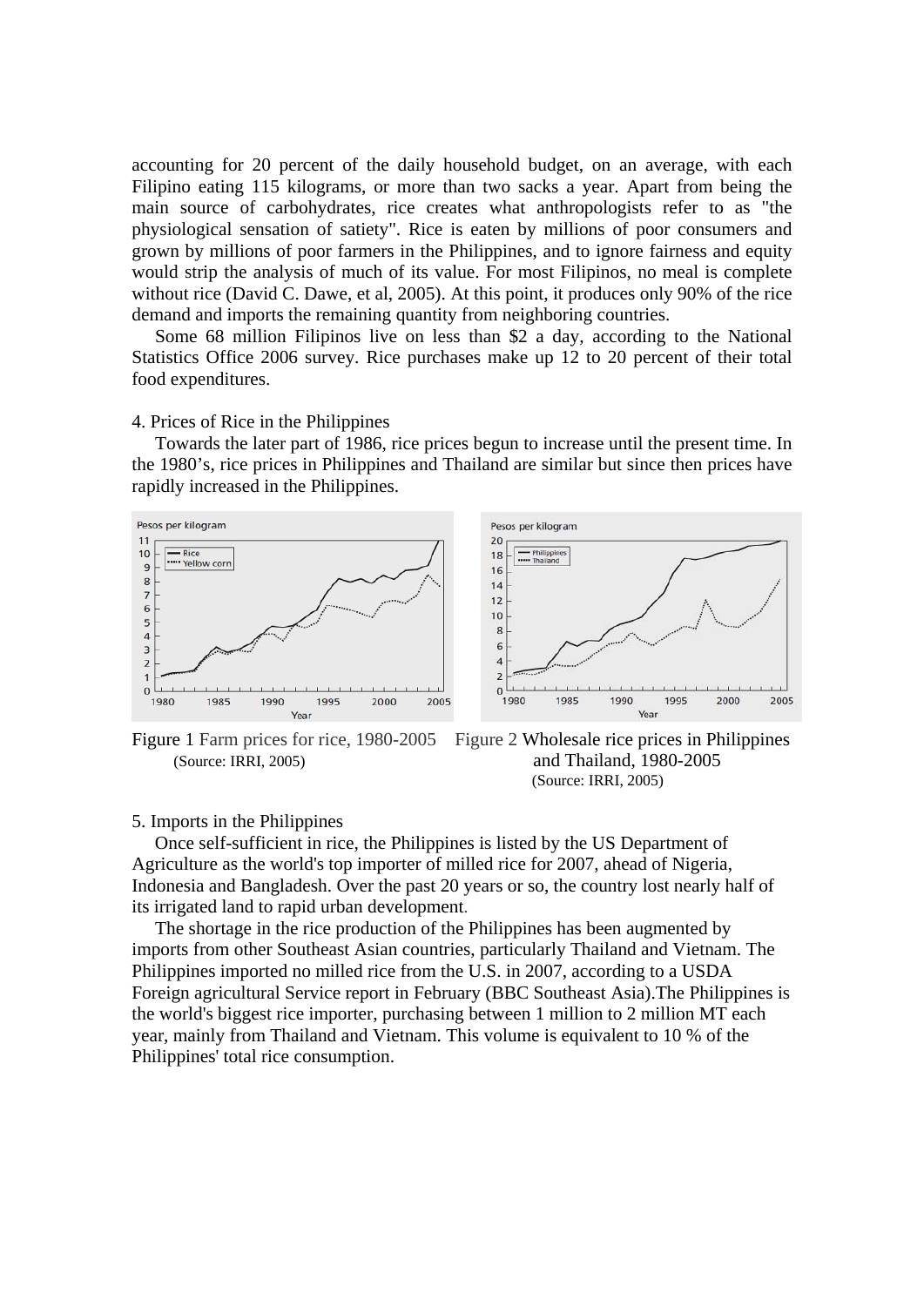accounting for 20 percent of the daily household budget, on an average, with each Filipino eating 115 kilograms, or more than two sacks a year. Apart from being the main source of carbohydrates, rice creates what anthropologists refer to as "the physiological sensation of satiety". Rice is eaten by millions of poor consumers and grown by millions of poor farmers in the Philippines, and to ignore fairness and equity would strip the analysis of much of its value. For most Filipinos, no meal is complete without rice (David C. Dawe, et al, 2005). At this point, it produces only 90% of the rice demand and imports the remaining quantity from neighboring countries.

Some 68 million Filipinos live on less than $2 a day, according to the National Statistics Office 2006 survey. Rice purchases make up 12 to 20 percent of their total food expenditures.

## 4. Prices of Rice in the Philippines

Towards the later part of 1986, rice prices begun to increase until the present time. In the 1980's, rice prices in Philippines and Thailand are similar but since then prices have rapidly increased in the Philippines.

Figure 1 Farm prices for rice, 1980-2005
(Source: IRRI, 2005)

Figure 2 Wholesale rice prices in Philippines and Thailand, 1980-2005
(Source: IRRI, 2005)

## 5. Imports in the Philippines

Once self-sufficient in rice, the Philippines is listed by the US Department of Agriculture as the world's top importer of milled rice for 2007, ahead of Nigeria, Indonesia and Bangladesh. Over the past 20 years or so, the country lost nearly half of its irrigated land to rapid urban development.

The shortage in the rice production of the Philippines has been augmented by imports from other Southeast Asian countries, particularly Thailand and Vietnam. The Philippines imported no milled rice from the U.S. in 2007, according to a USDA Foreign agricultural Service report in February (BBC Southeast Asia).The Philippines is the world's biggest rice importer, purchasing between 1 million to 2 million MT each year, mainly from Thailand and Vietnam. This volume is equivalent to 10 % of the Philippines' total rice consumption.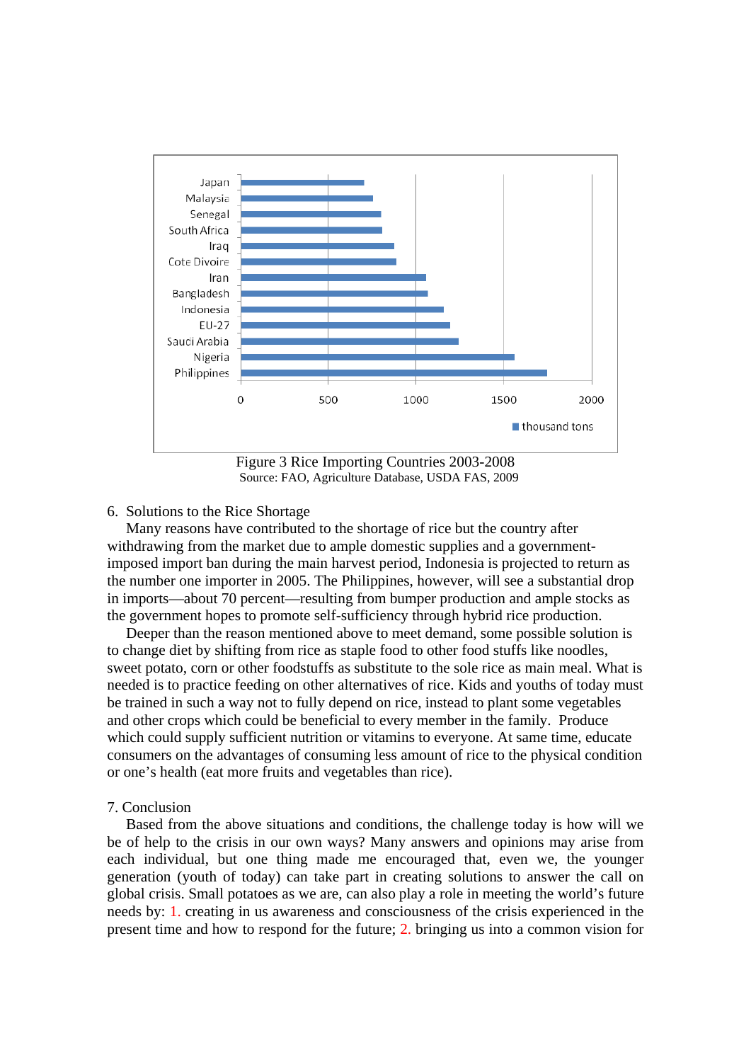Figure 3 Rice Importing Countries 2003-2008
Source: FAO, Agriculture Database, USDA FAS, 2009

6. Solutions to the Rice Shortage

Many reasons have contributed to the shortage of rice but the country after withdrawing from the market due to ample domestic supplies and a government-imposed import ban during the main harvest period, Indonesia is projected to return as the number one importer in 2005. The Philippines, however, will see a substantial drop in imports—about 70 percent—resulting from bumper production and ample stocks as the government hopes to promote self-sufficiency through hybrid rice production.

Deeper than the reason mentioned above to meet demand, some possible solution is to change diet by shifting from rice as staple food to other food stuffs like noodles, sweet potato, corn or other foodstuffs as substitute to the sole rice as main meal. What is needed is to practice feeding on other alternatives of rice. Kids and youths of today must be trained in such a way not to fully depend on rice, instead to plant some vegetables and other crops which could be beneficial to every member in the family. Produce which could supply sufficient nutrition or vitamins to everyone. At same time, educate consumers on the advantages of consuming less amount of rice to the physical condition or one's health (eat more fruits and vegetables than rice).

7. Conclusion

Based from the above situations and conditions, the challenge today is how will we be of help to the crisis in our own ways? Many answers and opinions may arise from each individual, but one thing made me encouraged that, even we, the younger generation (youth of today) can take part in creating solutions to answer the call on global crisis. Small potatoes as we are, can also play a role in meeting the world's future needs by: 1. creating in us awareness and consciousness of the crisis experienced in the present time and how to respond for the future; 2. bringing us into a common vision for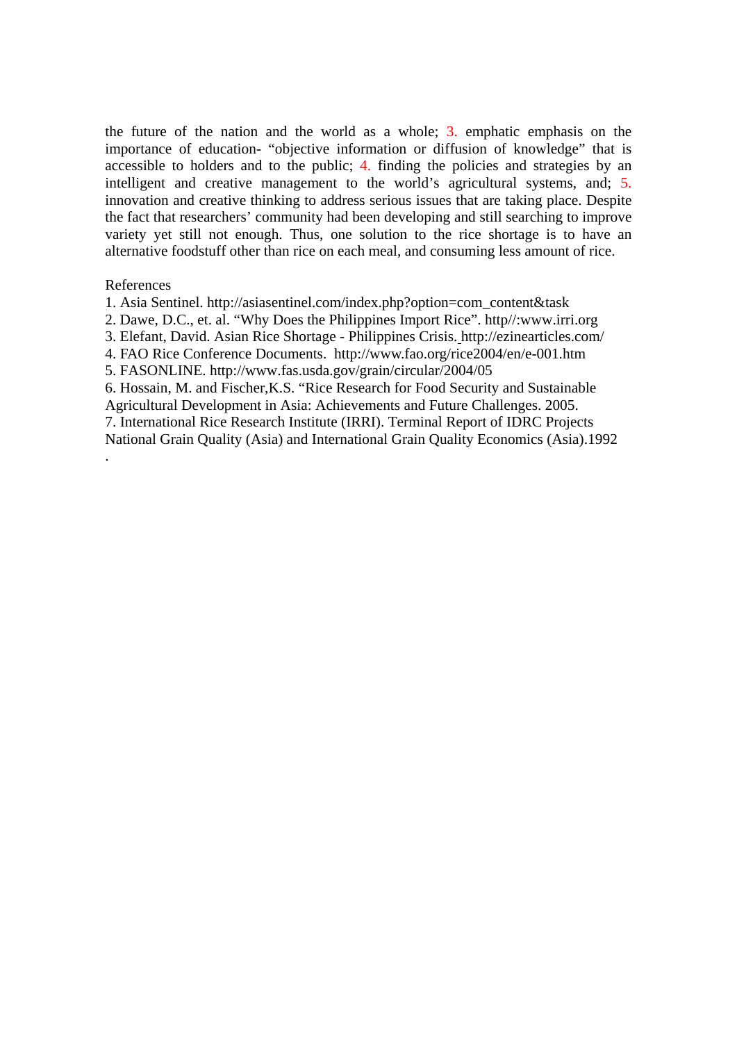the future of the nation and the world as a whole; 3. emphatic emphasis on the importance of education- “objective information or diffusion of knowledge” that is accessible to holders and to the public; 4. finding the policies and strategies by an intelligent and creative management to the world’s agricultural systems, and; 5. innovation and creative thinking to address serious issues that are taking place. Despite the fact that researchers’ community had been developing and still searching to improve variety yet still not enough. Thus, one solution to the rice shortage is to have an alternative foodstuff other than rice on each meal, and consuming less amount of rice.

References

1. Asia Sentinel. http://asiasentinel.com/index.php?option=com_content&task
2. Dawe, D.C., et. al. “Why Does the Philippines Import Rice”. http//:www.irri.org
3. Elefant, David. Asian Rice Shortage - Philippines Crisis. http://ezinearticles.com/
4. FAO Rice Conference Documents. http://www.fao.org/rice2004/en/e-001.htm
5. FASONLINE. http://www.fas.usda.gov/grain/circular/2004/05
6. Hossain, M. and Fischer,K.S. “Rice Research for Food Security and Sustainable Agricultural Development in Asia: Achievements and Future Challenges. 2005.
7. International Rice Research Institute (IRRI). Terminal Report of IDRC Projects National Grain Quality (Asia) and International Grain Quality Economics (Asia).1992 .